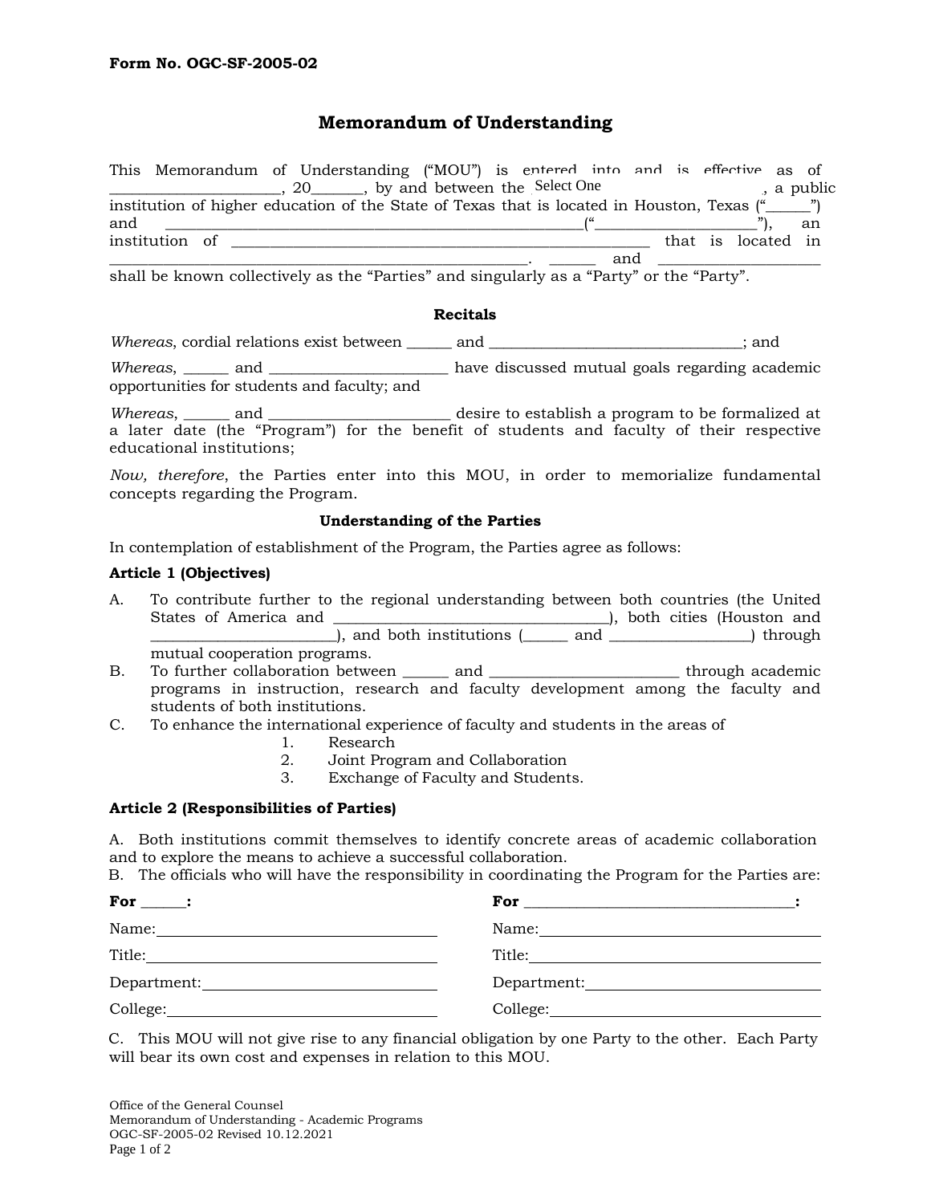Form No. OGC-SF-2005-02

# Memorandum of Understanding

This Memorandum of Understanding ("MOU") is entered into and is effective as of ______________________, 20_______, by and between the Select One , a public institution of higher education of the State of Texas that is located in Houston, Texas ("______") and ____________________________________________________("____________________"), an institution of ___________________________________________________________ that is located in _____________________________________________________. ______ and _____________________ shall be known collectively as the "Parties" and singularly as a "Party" or the "Party".

### Recitals

*Whereas*, cordial relations exist between ______ and ________________________________; and

*Whereas*, ______ and _______________________ have discussed mutual goals regarding academic opportunities for students and faculty; and

*Whereas*, ______ and _______________________ desire to establish a program to be formalized at a later date (the "Program") for the benefit of students and faculty of their respective educational institutions;

*Now, therefore*, the Parties enter into this MOU, in order to memorialize fundamental concepts regarding the Program.

### Understanding of the Parties

In contemplation of establishment of the Program, the Parties agree as follows:

**Article 1 (Objectives)**

A. To contribute further to the regional understanding between both countries (the United States of America and ____________________________________), both cities (Houston and ________________________), and both institutions (______ and __________________) through mutual cooperation programs.

B. To further collaboration between ______ and ________________________ through academic programs in instruction, research and faculty development among the faculty and students of both institutions.

C. To enhance the international experience of faculty and students in the areas of

1. Research
2. Joint Program and Collaboration
3. Exchange of Faculty and Students.

**Article 2 (Responsibilities of Parties)**

A. Both institutions commit themselves to identify concrete areas of academic collaboration and to explore the means to achieve a successful collaboration.

B. The officials who will have the responsibility in coordinating the Program for the Parties are:

**For ______:**

Name:______________________________

Title:______________________________

Department:______________________________

College:______________________________

**For ____________________________________:**

Name:______________________________

Title:______________________________

Department:______________________________

College:______________________________

C. This MOU will not give rise to any financial obligation by one Party to the other. Each Party will bear its own cost and expenses in relation to this MOU.

Office of the General Counsel
Memorandum of Understanding - Academic Programs
OGC-SF-2005-02 Revised 10.12.2021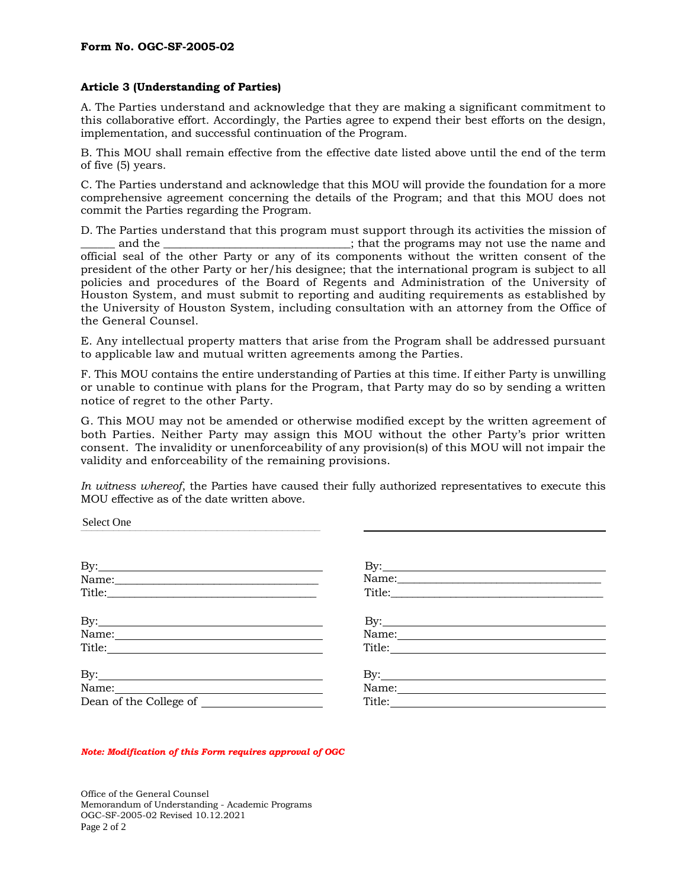**Form No. OGC-SF-2005-02**

**Article 3 (Understanding of Parties)**

A. The Parties understand and acknowledge that they are making a significant commitment to this collaborative effort. Accordingly, the Parties agree to expend their best efforts on the design, implementation, and successful continuation of the Program.

B. This MOU shall remain effective from the effective date listed above until the end of the term of five (5) years.

C. The Parties understand and acknowledge that this MOU will provide the foundation for a more comprehensive agreement concerning the details of the Program; and that this MOU does not commit the Parties regarding the Program.

D. The Parties understand that this program must support through its activities the mission of ______ and the ________________________________; that the programs may not use the name and official seal of the other Party or any of its components without the written consent of the president of the other Party or her/his designee; that the international program is subject to all policies and procedures of the Board of Regents and Administration of the University of Houston System, and must submit to reporting and auditing requirements as established by the University of Houston System, including consultation with an attorney from the Office of the General Counsel.

E. Any intellectual property matters that arise from the Program shall be addressed pursuant to applicable law and mutual written agreements among the Parties.

F. This MOU contains the entire understanding of Parties at this time. If either Party is unwilling or unable to continue with plans for the Program, that Party may do so by sending a written notice of regret to the other Party.

G. This MOU may not be amended or otherwise modified except by the written agreement of both Parties. Neither Party may assign this MOU without the other Party's prior written consent. The invalidity or unenforceability of any provision(s) of this MOU will not impair the validity and enforceability of the remaining provisions.

*In witness whereof*, the Parties have caused their fully authorized representatives to execute this MOU effective as of the date written above.

Select One ________________________ &nbsp;&nbsp;&nbsp;&nbsp; ________________________

By:______________________ &nbsp;&nbsp;&nbsp;&nbsp; By:______________________
Name:____________________ &nbsp;&nbsp;&nbsp;&nbsp; Name:____________________
Title:___________________ &nbsp;&nbsp;&nbsp;&nbsp; Title:___________________

By:______________________ &nbsp;&nbsp;&nbsp;&nbsp; By:______________________
Name:____________________ &nbsp;&nbsp;&nbsp;&nbsp; Name:____________________
Title:___________________ &nbsp;&nbsp;&nbsp;&nbsp; Title:___________________

By:______________________ &nbsp;&nbsp;&nbsp;&nbsp; By:______________________
Name:____________________ &nbsp;&nbsp;&nbsp;&nbsp; Name:____________________
Dean of the College of ____________ &nbsp;&nbsp;&nbsp;&nbsp; Title:___________________

***Note: Modification of this Form requires approval of OGC***

Office of the General Counsel
Memorandum of Understanding - Academic Programs
OGC-SF-2005-02 Revised 10.12.2021